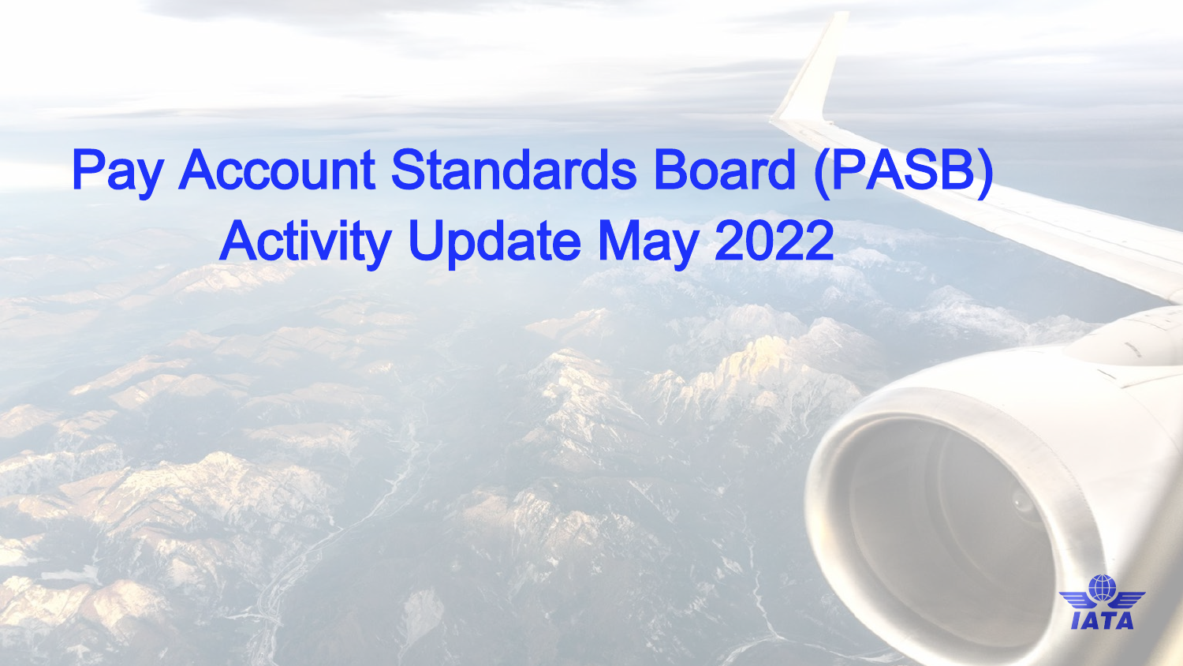# Pay Account Standards Board (PASB) Activity Update May 2022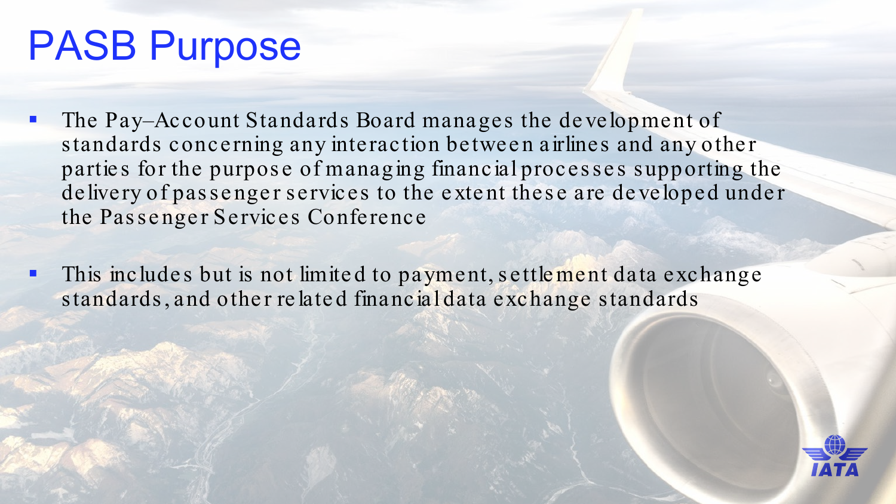# PASB Purpose

- The Pay–Account Standards Board manages the development of standards concerning any interaction between airlines and any other parties for the purpose of managing financial processes supporting the delivery of passenger services to the extent these are developed under the Passenger Services Conference
- This includes but is not limited to payment, settlement data exchange standards, and other related financial data exchange standards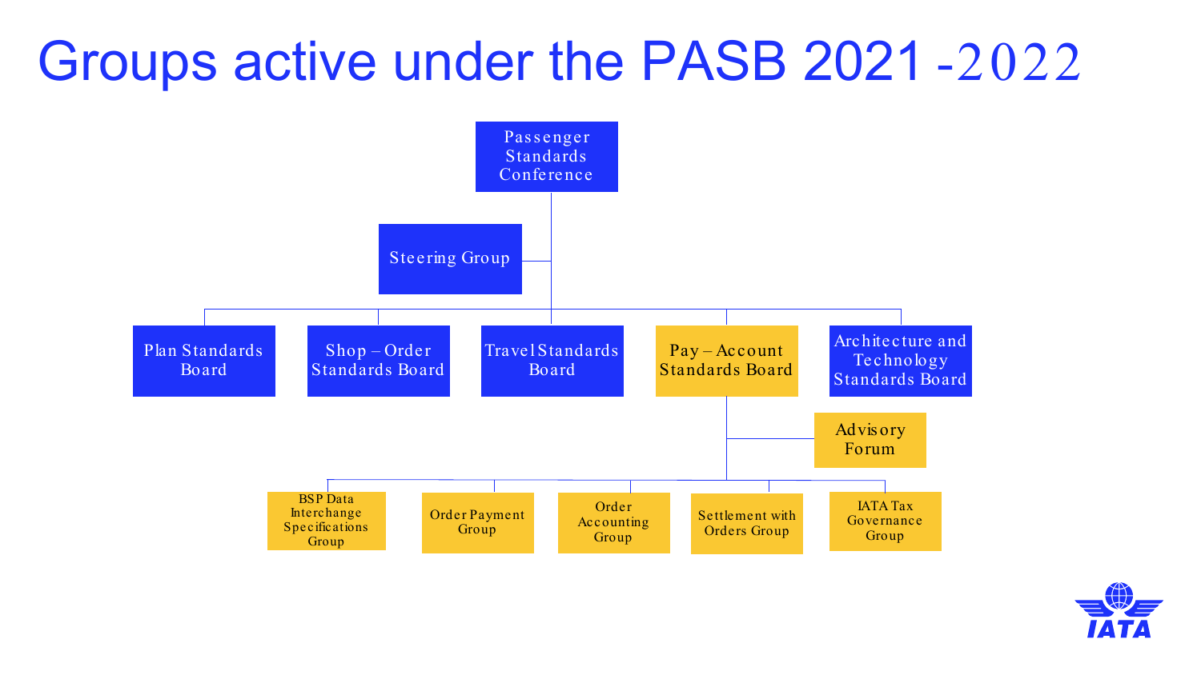# Groups active under the PASB 2021 -2022

- Passenger Standards Conference
  - Steering Group
  - Plan Standards Board
  - Shop – Order Standards Board
  - Travel Standards Board
  - Pay – Account Standards Board
    - Advisory Forum
    - BSP Data Interchange Specifications Group
    - Order Payment Group
    - Order Accounting Group
    - Settlement with Orders Group
    - IATA Tax Governance Group
  - Architecture and Technology Standards Board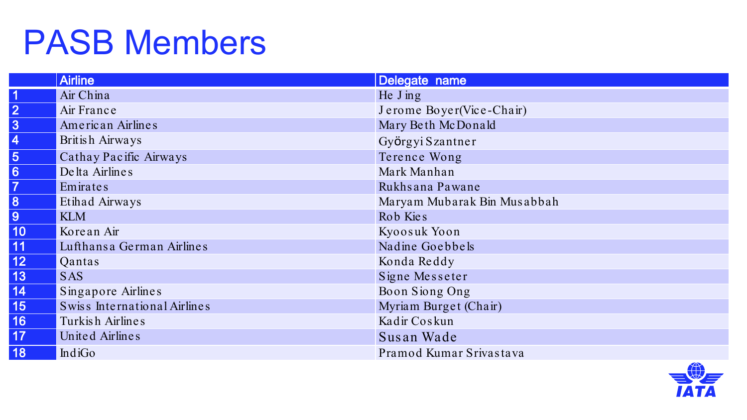# PASB Members

| | Airline | Delegate name |
|---|---|---|
| 1 | Air China | He Jing |
| 2 | Air France | Jerome Boyer(Vice-Chair) |
| 3 | American Airlines | Mary Beth McDonald |
| 4 | British Airways | Györgyi Szantner |
| 5 | Cathay Pacific Airways | Terence Wong |
| 6 | Delta Airlines | Mark Manhan |
| 7 | Emirates | Rukhsana Pawane |
| 8 | Etihad Airways | Maryam Mubarak Bin Musabbah |
| 9 | KLM | Rob Kies |
| 10 | Korean Air | Kyoosuk Yoon |
| 11 | Lufthansa German Airlines | Nadine Goebbels |
| 12 | Qantas | Konda Reddy |
| 13 | SAS | Signe Messeter |
| 14 | Singapore Airlines | Boon Siong Ong |
| 15 | Swiss International Airlines | Myriam Burget (Chair) |
| 16 | Turkish Airlines | Kadir Coskun |
| 17 | United Airlines | Susan Wade |
| 18 | IndiGo | Pramod Kumar Srivastava |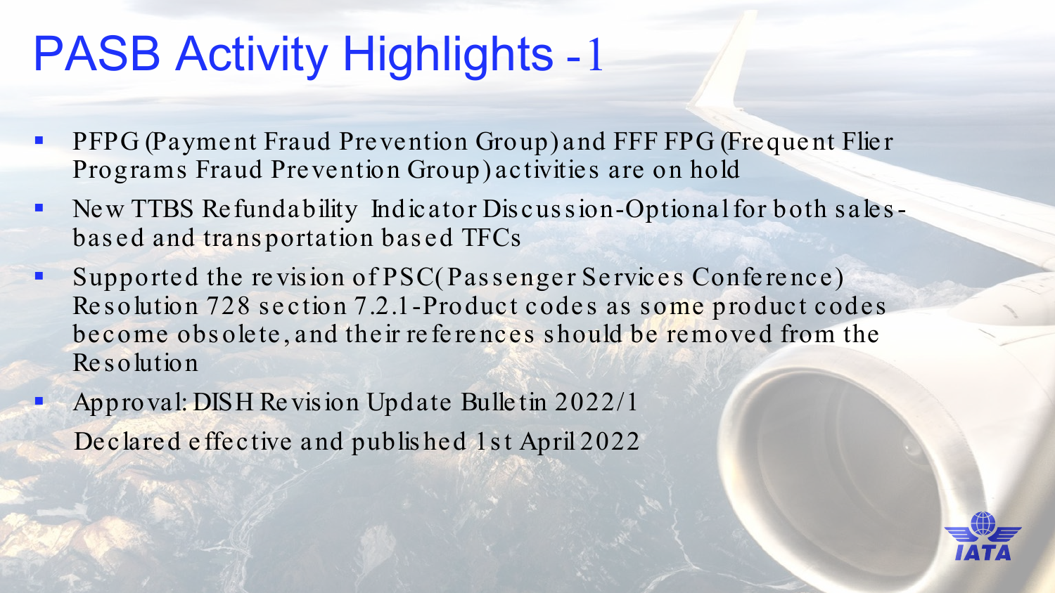# PASB Activity Highlights - 1

- PFPG (Payment Fraud Prevention Group) and FFF FPG (Frequent Flier Programs Fraud Prevention Group) activities are on hold
- New TTBS Refundability Indicator Discussion-Optional for both sales-based and transportation based TFCs
- Supported the revision of PSC(Passenger Services Conference) Resolution 728 section 7.2.1-Product codes as some product codes become obsolete, and their references should be removed from the Resolution
- Approval: DISH Revision Update Bulletin 2022/1

  Declared effective and published 1st April 2022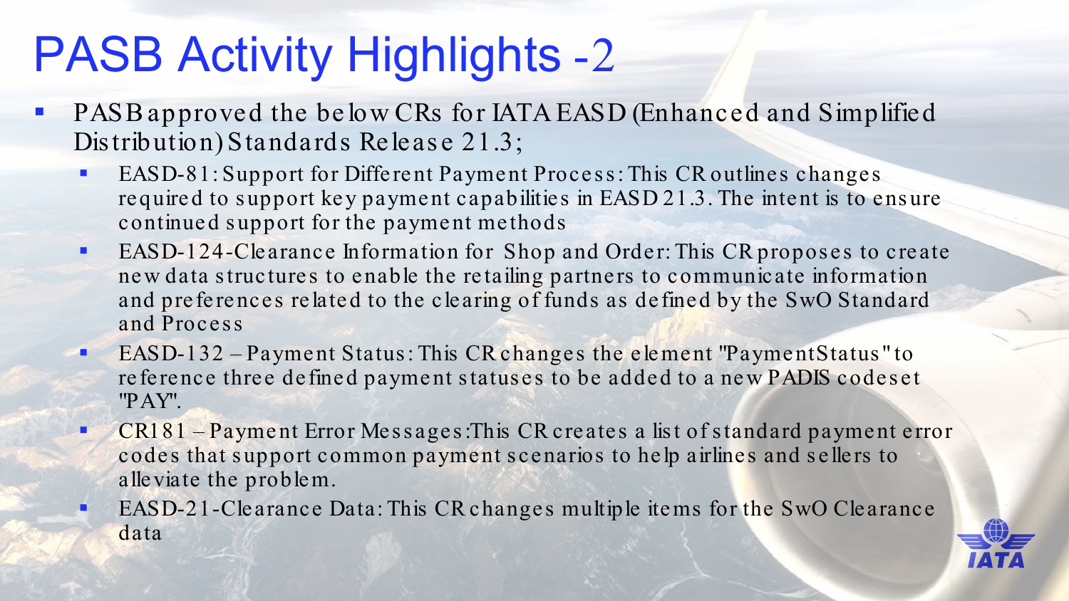# PASB Activity Highlights -2

- PASB approved the below CRs for IATA EASD (Enhanced and Simplified Distribution) Standards Release 21.3;
  - EASD-81: Support for Different Payment Process: This CR outlines changes required to support key payment capabilities in EASD 21.3. The intent is to ensure continued support for the payment methods
  - EASD-124-Clearance Information for Shop and Order: This CR proposes to create new data structures to enable the retailing partners to communicate information and preferences related to the clearing of funds as defined by the SwO Standard and Process
  - EASD-132 – Payment Status: This CR changes the element "PaymentStatus" to reference three defined payment statuses to be added to a new PADIS codeset "PAY".
  - CR181 – Payment Error Messages:This CR creates a list of standard payment error codes that support common payment scenarios to help airlines and sellers to alleviate the problem.
  - EASD-21-Clearance Data: This CR changes multiple items for the SwO Clearance data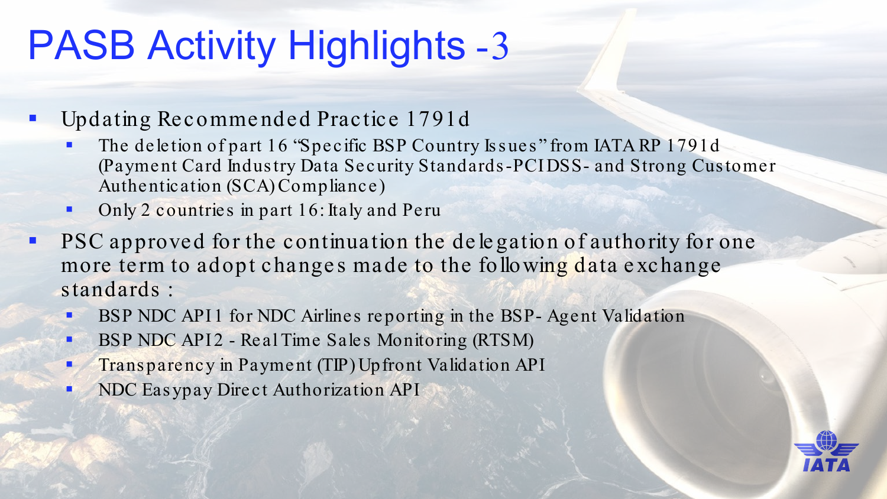# PASB Activity Highlights -3

- Updating Recommended Practice 1791d
  - The deletion of part 16 "Specific BSP Country Issues" from IATA RP 1791d (Payment Card Industry Data Security Standards-PCIDSS- and Strong Customer Authentication (SCA) Compliance)
  - Only 2 countries in part 16: Italy and Peru
- PSC approved for the continuation the delegation of authority for one more term to adopt changes made to the following data exchange standards :
  - BSP NDC API1 for NDC Airlines reporting in the BSP- Agent Validation
  - BSP NDC API2 - Real Time Sales Monitoring (RTSM)
  - Transparency in Payment (TIP) Upfront Validation API
  - NDC Easypay Direct Authorization API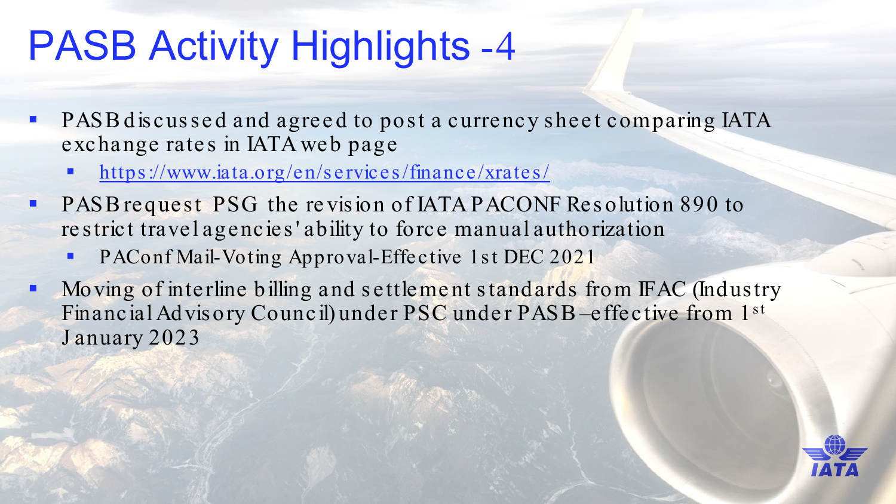# PASB Activity Highlights -4

- PASB discussed and agreed to post a currency sheet comparing IATA exchange rates in IATA web page
  - https://www.iata.org/en/services/finance/xrates/
- PASB request PSG the revision of IATA PACONF Resolution 890 to restrict travel agencies' ability to force manual authorization
  - PAConf Mail-Voting Approval-Effective 1st DEC 2021
- Moving of interline billing and settlement standards from IFAC (Industry Financial Advisory Council) under PSC under PASB – effective from 1st January 2023